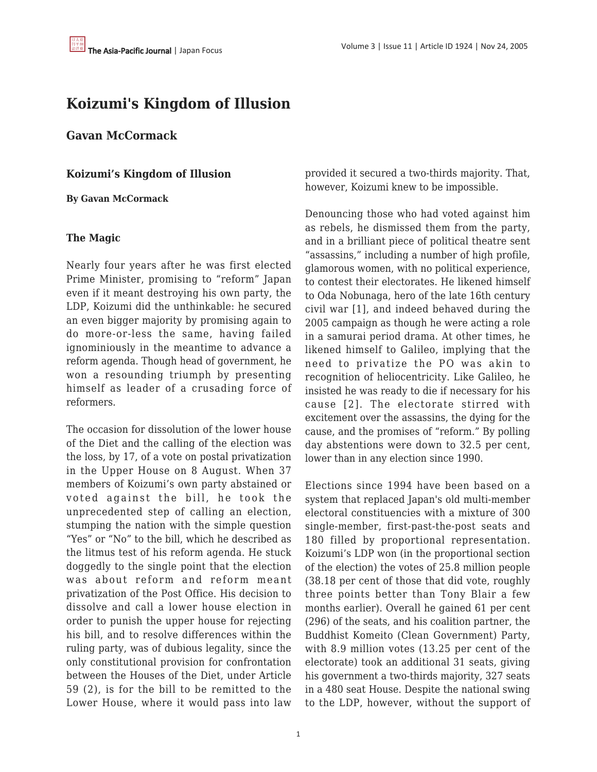# Koizumi's Kingdom of Illusion

## Gavan McCormack

### Koizumi's Kingdom of Illusion

**By Gavan McCormack**

### The Magic

Nearly four years after he was first elected Prime Minister, promising to "reform" Japan even if it meant destroying his own party, the LDP, Koizumi did the unthinkable: he secured an even bigger majority by promising again to do more-or-less the same, having failed ignominiously in the meantime to advance a reform agenda. Though head of government, he won a resounding triumph by presenting himself as leader of a crusading force of reformers.

The occasion for dissolution of the lower house of the Diet and the calling of the election was the loss, by 17, of a vote on postal privatization in the Upper House on 8 August. When 37 members of Koizumi's own party abstained or voted against the bill, he took the unprecedented step of calling an election, stumping the nation with the simple question "Yes" or "No" to the bill, which he described as the litmus test of his reform agenda. He stuck doggedly to the single point that the election was about reform and reform meant privatization of the Post Office. His decision to dissolve and call a lower house election in order to punish the upper house for rejecting his bill, and to resolve differences within the ruling party, was of dubious legality, since the only constitutional provision for confrontation between the Houses of the Diet, under Article 59 (2), is for the bill to be remitted to the Lower House, where it would pass into law provided it secured a two-thirds majority. That, however, Koizumi knew to be impossible.

Denouncing those who had voted against him as rebels, he dismissed them from the party, and in a brilliant piece of political theatre sent "assassins," including a number of high profile, glamorous women, with no political experience, to contest their electorates. He likened himself to Oda Nobunaga, hero of the late 16th century civil war [1], and indeed behaved during the 2005 campaign as though he were acting a role in a samurai period drama. At other times, he likened himself to Galileo, implying that the need to privatize the PO was akin to recognition of heliocentricity. Like Galileo, he insisted he was ready to die if necessary for his cause [2]. The electorate stirred with excitement over the assassins, the dying for the cause, and the promises of "reform." By polling day abstentions were down to 32.5 per cent, lower than in any election since 1990.

Elections since 1994 have been based on a system that replaced Japan's old multi-member electoral constituencies with a mixture of 300 single-member, first-past-the-post seats and 180 filled by proportional representation. Koizumi's LDP won (in the proportional section of the election) the votes of 25.8 million people (38.18 per cent of those that did vote, roughly three points better than Tony Blair a few months earlier). Overall he gained 61 per cent (296) of the seats, and his coalition partner, the Buddhist Komeito (Clean Government) Party, with 8.9 million votes (13.25 per cent of the electorate) took an additional 31 seats, giving his government a two-thirds majority, 327 seats in a 480 seat House. Despite the national swing to the LDP, however, without the support of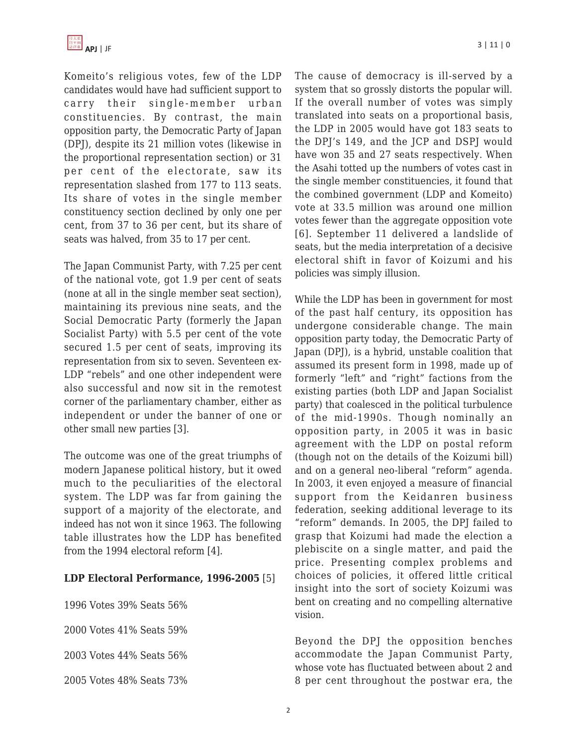Komeito's religious votes, few of the LDP candidates would have had sufficient support to carry their single-member urban constituencies. By contrast, the main opposition party, the Democratic Party of Japan (DPJ), despite its 21 million votes (likewise in the proportional representation section) or 31 per cent of the electorate, saw its representation slashed from 177 to 113 seats. Its share of votes in the single member constituency section declined by only one per cent, from 37 to 36 per cent, but its share of seats was halved, from 35 to 17 per cent.

The Japan Communist Party, with 7.25 per cent of the national vote, got 1.9 per cent of seats (none at all in the single member seat section), maintaining its previous nine seats, and the Social Democratic Party (formerly the Japan Socialist Party) with 5.5 per cent of the vote secured 1.5 per cent of seats, improving its representation from six to seven. Seventeen ex-LDP "rebels" and one other independent were also successful and now sit in the remotest corner of the parliamentary chamber, either as independent or under the banner of one or other small new parties [3].

The outcome was one of the great triumphs of modern Japanese political history, but it owed much to the peculiarities of the electoral system. The LDP was far from gaining the support of a majority of the electorate, and indeed has not won it since 1963. The following table illustrates how the LDP has benefited from the 1994 electoral reform [4].

**LDP Electoral Performance, 1996-2005** [5]

1996 Votes 39% Seats 56%

2000 Votes 41% Seats 59%

2003 Votes 44% Seats 56%

2005 Votes 48% Seats 73%

The cause of democracy is ill-served by a system that so grossly distorts the popular will. If the overall number of votes was simply translated into seats on a proportional basis, the LDP in 2005 would have got 183 seats to the DPJ's 149, and the JCP and DSPJ would have won 35 and 27 seats respectively. When the Asahi totted up the numbers of votes cast in the single member constituencies, it found that the combined government (LDP and Komeito) vote at 33.5 million was around one million votes fewer than the aggregate opposition vote [6]. September 11 delivered a landslide of seats, but the media interpretation of a decisive electoral shift in favor of Koizumi and his policies was simply illusion.

While the LDP has been in government for most of the past half century, its opposition has undergone considerable change. The main opposition party today, the Democratic Party of Japan (DPJ), is a hybrid, unstable coalition that assumed its present form in 1998, made up of formerly "left" and "right" factions from the existing parties (both LDP and Japan Socialist party) that coalesced in the political turbulence of the mid-1990s. Though nominally an opposition party, in 2005 it was in basic agreement with the LDP on postal reform (though not on the details of the Koizumi bill) and on a general neo-liberal "reform" agenda. In 2003, it even enjoyed a measure of financial support from the Keidanren business federation, seeking additional leverage to its "reform" demands. In 2005, the DPJ failed to grasp that Koizumi had made the election a plebiscite on a single matter, and paid the price. Presenting complex problems and choices of policies, it offered little critical insight into the sort of society Koizumi was bent on creating and no compelling alternative vision.

Beyond the DPJ the opposition benches accommodate the Japan Communist Party, whose vote has fluctuated between about 2 and 8 per cent throughout the postwar era, the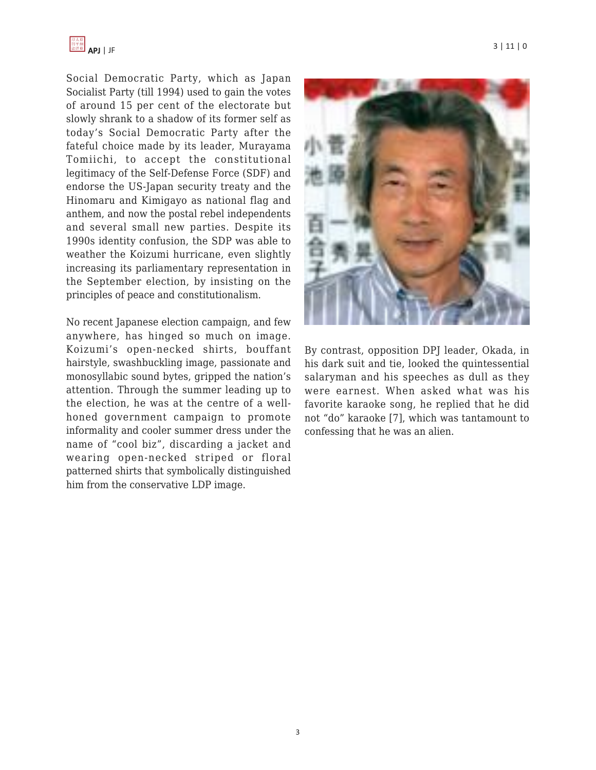Social Democratic Party, which as Japan Socialist Party (till 1994) used to gain the votes of around 15 per cent of the electorate but slowly shrank to a shadow of its former self as today's Social Democratic Party after the fateful choice made by its leader, Murayama Tomiichi, to accept the constitutional legitimacy of the Self-Defense Force (SDF) and endorse the US-Japan security treaty and the Hinomaru and Kimigayo as national flag and anthem, and now the postal rebel independents and several small new parties. Despite its 1990s identity confusion, the SDP was able to weather the Koizumi hurricane, even slightly increasing its parliamentary representation in the September election, by insisting on the principles of peace and constitutionalism.

No recent Japanese election campaign, and few anywhere, has hinged so much on image. Koizumi's open-necked shirts, bouffant hairstyle, swashbuckling image, passionate and monosyllabic sound bytes, gripped the nation's attention. Through the summer leading up to the election, he was at the centre of a well-honed government campaign to promote informality and cooler summer dress under the name of "cool biz", discarding a jacket and wearing open-necked striped or floral patterned shirts that symbolically distinguished him from the conservative LDP image.

By contrast, opposition DPJ leader, Okada, in his dark suit and tie, looked the quintessential salaryman and his speeches as dull as they were earnest. When asked what was his favorite karaoke song, he replied that he did not "do" karaoke [7], which was tantamount to confessing that he was an alien.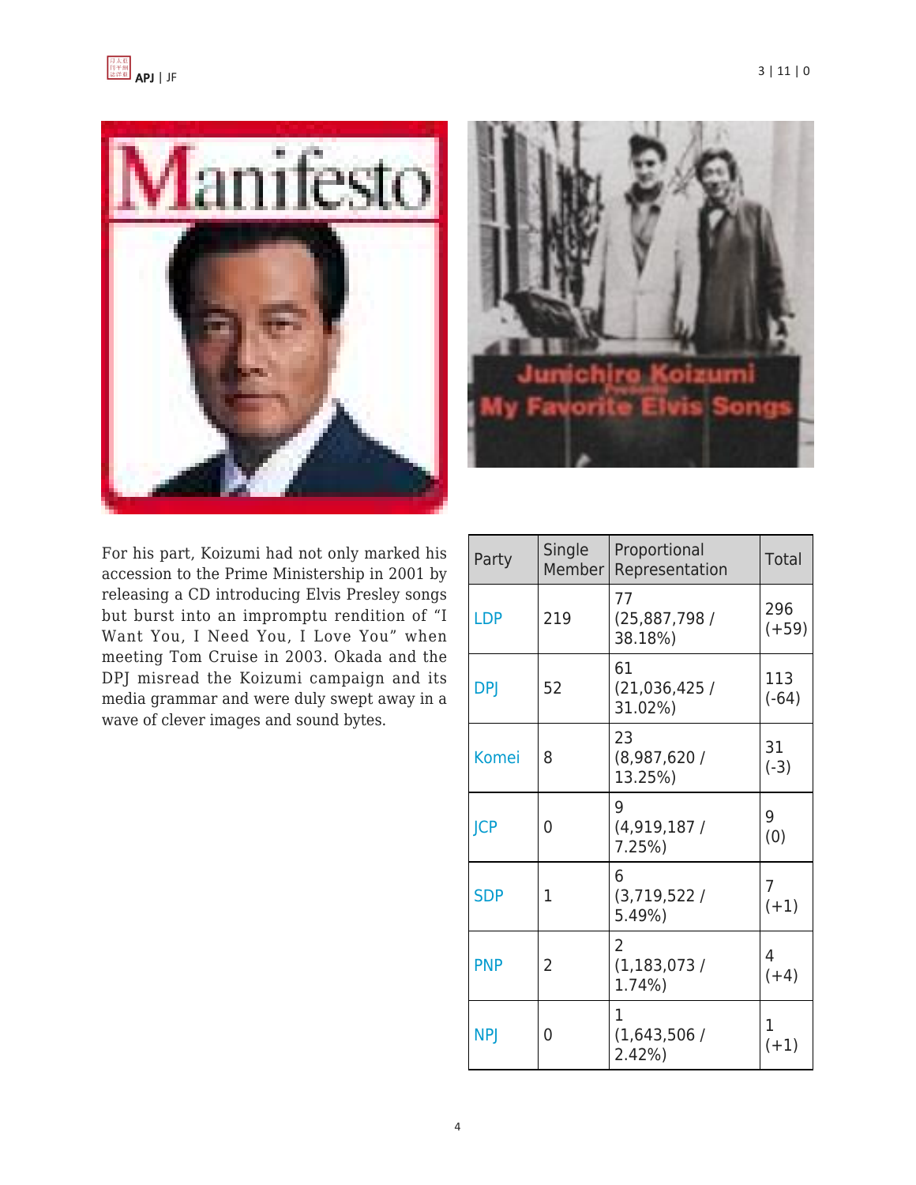For his part, Koizumi had not only marked his accession to the Prime Ministership in 2001 by releasing a CD introducing Elvis Presley songs but burst into an impromptu rendition of "I Want You, I Need You, I Love You" when meeting Tom Cruise in 2003. Okada and the DPJ misread the Koizumi campaign and its media grammar and were duly swept away in a wave of clever images and sound bytes.

| Party | Single Member | Proportional Representation | Total |
|---|---|---|---|
| LDP | 219 | 77 (25,887,798 / 38.18%) | 296 (+59) |
| DPJ | 52 | 61 (21,036,425 / 31.02%) | 113 (-64) |
| Komei | 8 | 23 (8,987,620 / 13.25%) | 31 (-3) |
| JCP | 0 | 9 (4,919,187 / 7.25%) | 9 (0) |
| SDP | 1 | 6 (3,719,522 / 5.49%) | 7 (+1) |
| PNP | 2 | 2 (1,183,073 / 1.74%) | 4 (+4) |
| NPJ | 0 | 1 (1,643,506 / 2.42%) | 1 (+1) |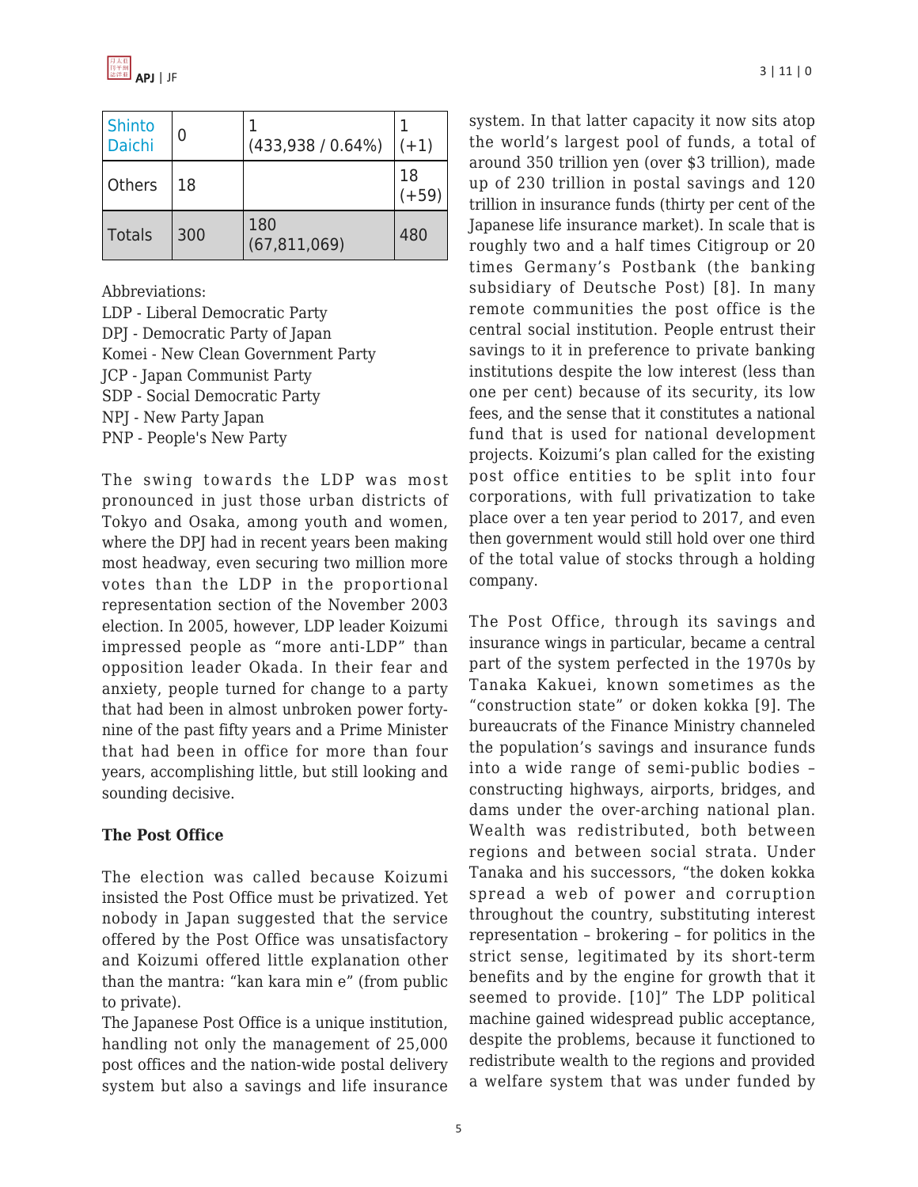| Shinto Daichi | 0 | 1 (433,938 / 0.64%) | 1 (+1) |
|---|---|---|---|
| Others | 18 | | 18 (+59) |
| Totals | 300 | 180 (67,811,069) | 480 |

Abbreviations:
LDP - Liberal Democratic Party
DPJ - Democratic Party of Japan
Komei - New Clean Government Party
JCP - Japan Communist Party
SDP - Social Democratic Party
NPJ - New Party Japan
PNP - People's New Party

The swing towards the LDP was most pronounced in just those urban districts of Tokyo and Osaka, among youth and women, where the DPJ had in recent years been making most headway, even securing two million more votes than the LDP in the proportional representation section of the November 2003 election. In 2005, however, LDP leader Koizumi impressed people as "more anti-LDP" than opposition leader Okada. In their fear and anxiety, people turned for change to a party that had been in almost unbroken power forty-nine of the past fifty years and a Prime Minister that had been in office for more than four years, accomplishing little, but still looking and sounding decisive.

**The Post Office**

The election was called because Koizumi insisted the Post Office must be privatized. Yet nobody in Japan suggested that the service offered by the Post Office was unsatisfactory and Koizumi offered little explanation other than the mantra: "kan kara min e" (from public to private).

The Japanese Post Office is a unique institution, handling not only the management of 25,000 post offices and the nation-wide postal delivery system but also a savings and life insurance system. In that latter capacity it now sits atop the world's largest pool of funds, a total of around 350 trillion yen (over $3 trillion), made up of 230 trillion in postal savings and 120 trillion in insurance funds (thirty per cent of the Japanese life insurance market). In scale that is roughly two and a half times Citigroup or 20 times Germany's Postbank (the banking subsidiary of Deutsche Post) [8]. In many remote communities the post office is the central social institution. People entrust their savings to it in preference to private banking institutions despite the low interest (less than one per cent) because of its security, its low fees, and the sense that it constitutes a national fund that is used for national development projects. Koizumi's plan called for the existing post office entities to be split into four corporations, with full privatization to take place over a ten year period to 2017, and even then government would still hold over one third of the total value of stocks through a holding company.

The Post Office, through its savings and insurance wings in particular, became a central part of the system perfected in the 1970s by Tanaka Kakuei, known sometimes as the "construction state" or doken kokka [9]. The bureaucrats of the Finance Ministry channeled the population's savings and insurance funds into a wide range of semi-public bodies – constructing highways, airports, bridges, and dams under the over-arching national plan. Wealth was redistributed, both between regions and between social strata. Under Tanaka and his successors, "the doken kokka spread a web of power and corruption throughout the country, substituting interest representation – brokering – for politics in the strict sense, legitimated by its short-term benefits and by the engine for growth that it seemed to provide. [10]" The LDP political machine gained widespread public acceptance, despite the problems, because it functioned to redistribute wealth to the regions and provided a welfare system that was under funded by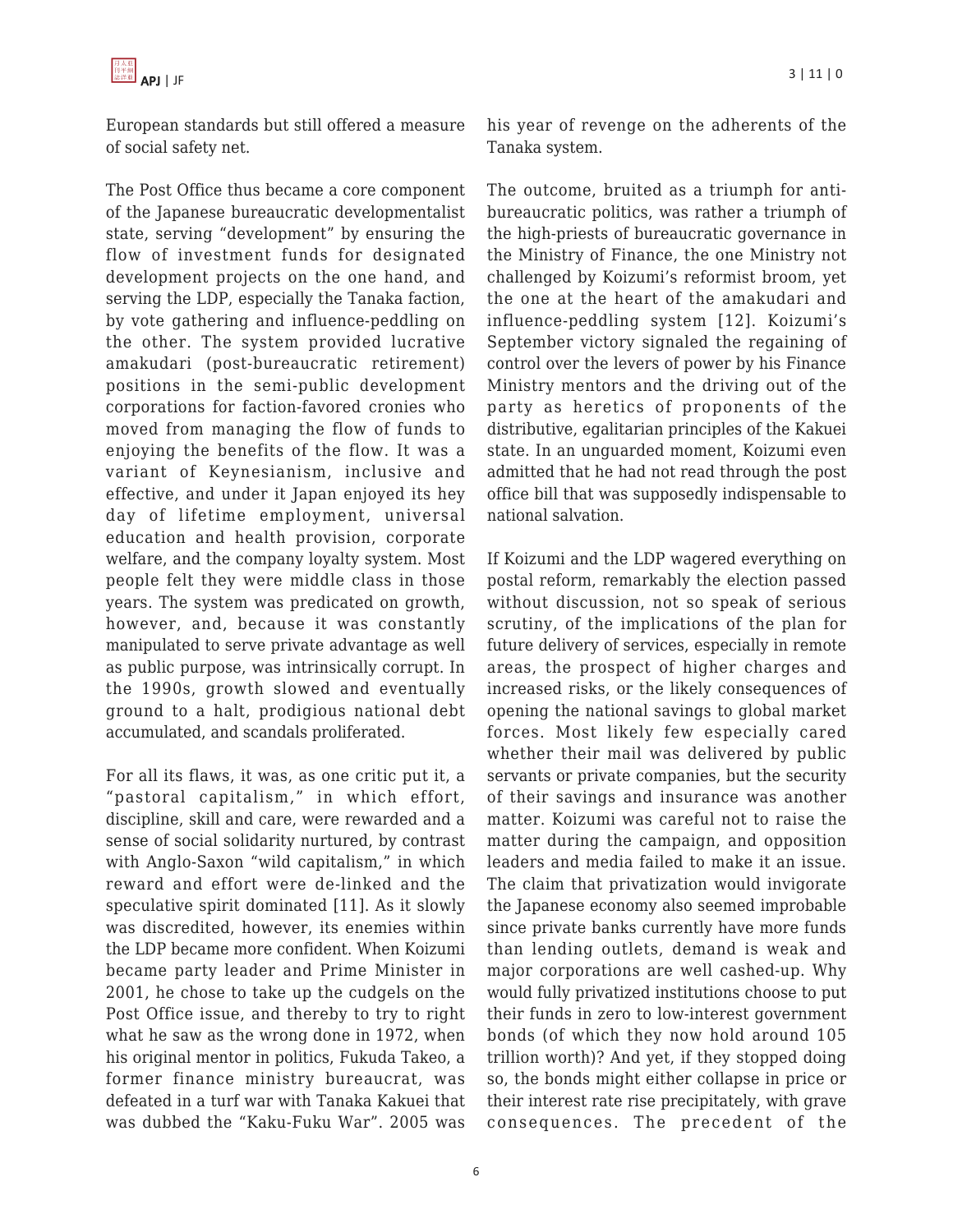European standards but still offered a measure of social safety net.

The Post Office thus became a core component of the Japanese bureaucratic developmentalist state, serving "development" by ensuring the flow of investment funds for designated development projects on the one hand, and serving the LDP, especially the Tanaka faction, by vote gathering and influence-peddling on the other. The system provided lucrative amakudari (post-bureaucratic retirement) positions in the semi-public development corporations for faction-favored cronies who moved from managing the flow of funds to enjoying the benefits of the flow. It was a variant of Keynesianism, inclusive and effective, and under it Japan enjoyed its hey day of lifetime employment, universal education and health provision, corporate welfare, and the company loyalty system. Most people felt they were middle class in those years. The system was predicated on growth, however, and, because it was constantly manipulated to serve private advantage as well as public purpose, was intrinsically corrupt. In the 1990s, growth slowed and eventually ground to a halt, prodigious national debt accumulated, and scandals proliferated.

For all its flaws, it was, as one critic put it, a "pastoral capitalism," in which effort, discipline, skill and care, were rewarded and a sense of social solidarity nurtured, by contrast with Anglo-Saxon "wild capitalism," in which reward and effort were de-linked and the speculative spirit dominated [11]. As it slowly was discredited, however, its enemies within the LDP became more confident. When Koizumi became party leader and Prime Minister in 2001, he chose to take up the cudgels on the Post Office issue, and thereby to try to right what he saw as the wrong done in 1972, when his original mentor in politics, Fukuda Takeo, a former finance ministry bureaucrat, was defeated in a turf war with Tanaka Kakuei that was dubbed the "Kaku-Fuku War". 2005 was his year of revenge on the adherents of the Tanaka system.

The outcome, bruited as a triumph for anti-bureaucratic politics, was rather a triumph of the high-priests of bureaucratic governance in the Ministry of Finance, the one Ministry not challenged by Koizumi's reformist broom, yet the one at the heart of the amakudari and influence-peddling system [12]. Koizumi's September victory signaled the regaining of control over the levers of power by his Finance Ministry mentors and the driving out of the party as heretics of proponents of the distributive, egalitarian principles of the Kakuei state. In an unguarded moment, Koizumi even admitted that he had not read through the post office bill that was supposedly indispensable to national salvation.

If Koizumi and the LDP wagered everything on postal reform, remarkably the election passed without discussion, not so speak of serious scrutiny, of the implications of the plan for future delivery of services, especially in remote areas, the prospect of higher charges and increased risks, or the likely consequences of opening the national savings to global market forces. Most likely few especially cared whether their mail was delivered by public servants or private companies, but the security of their savings and insurance was another matter. Koizumi was careful not to raise the matter during the campaign, and opposition leaders and media failed to make it an issue. The claim that privatization would invigorate the Japanese economy also seemed improbable since private banks currently have more funds than lending outlets, demand is weak and major corporations are well cashed-up. Why would fully privatized institutions choose to put their funds in zero to low-interest government bonds (of which they now hold around 105 trillion worth)? And yet, if they stopped doing so, the bonds might either collapse in price or their interest rate rise precipitately, with grave consequences. The precedent of the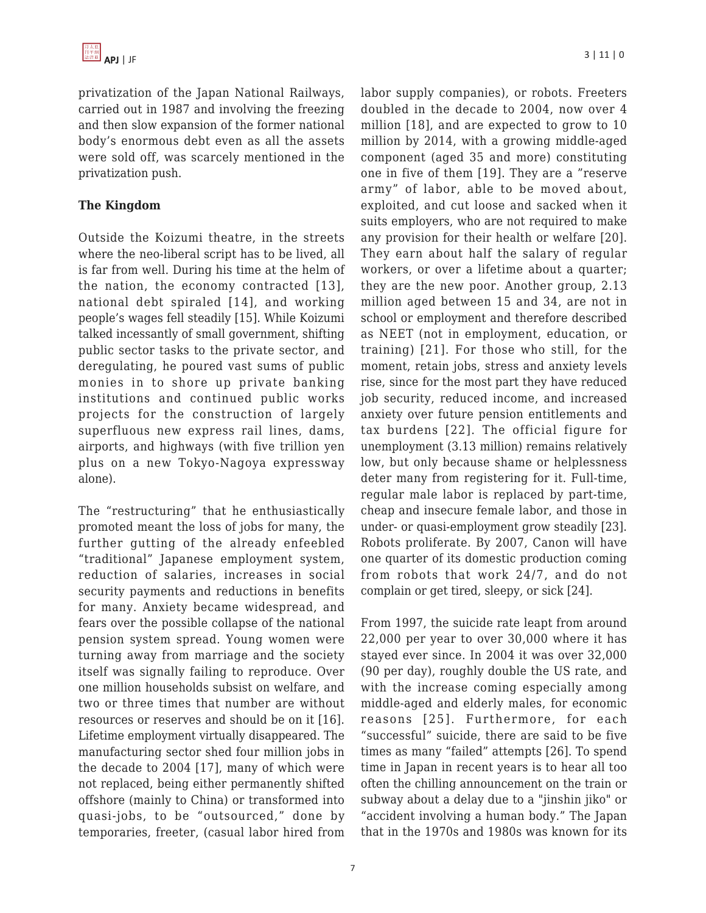privatization of the Japan National Railways, carried out in 1987 and involving the freezing and then slow expansion of the former national body's enormous debt even as all the assets were sold off, was scarcely mentioned in the privatization push.

**The Kingdom**

Outside the Koizumi theatre, in the streets where the neo-liberal script has to be lived, all is far from well. During his time at the helm of the nation, the economy contracted [13], national debt spiraled [14], and working people's wages fell steadily [15]. While Koizumi talked incessantly of small government, shifting public sector tasks to the private sector, and deregulating, he poured vast sums of public monies in to shore up private banking institutions and continued public works projects for the construction of largely superfluous new express rail lines, dams, airports, and highways (with five trillion yen plus on a new Tokyo-Nagoya expressway alone).

The "restructuring" that he enthusiastically promoted meant the loss of jobs for many, the further gutting of the already enfeebled "traditional" Japanese employment system, reduction of salaries, increases in social security payments and reductions in benefits for many. Anxiety became widespread, and fears over the possible collapse of the national pension system spread. Young women were turning away from marriage and the society itself was signally failing to reproduce. Over one million households subsist on welfare, and two or three times that number are without resources or reserves and should be on it [16]. Lifetime employment virtually disappeared. The manufacturing sector shed four million jobs in the decade to 2004 [17], many of which were not replaced, being either permanently shifted offshore (mainly to China) or transformed into quasi-jobs, to be "outsourced," done by temporaries, freeter, (casual labor hired from labor supply companies), or robots. Freeters doubled in the decade to 2004, now over 4 million [18], and are expected to grow to 10 million by 2014, with a growing middle-aged component (aged 35 and more) constituting one in five of them [19]. They are a "reserve army" of labor, able to be moved about, exploited, and cut loose and sacked when it suits employers, who are not required to make any provision for their health or welfare [20]. They earn about half the salary of regular workers, or over a lifetime about a quarter; they are the new poor. Another group, 2.13 million aged between 15 and 34, are not in school or employment and therefore described as NEET (not in employment, education, or training) [21]. For those who still, for the moment, retain jobs, stress and anxiety levels rise, since for the most part they have reduced job security, reduced income, and increased anxiety over future pension entitlements and tax burdens [22]. The official figure for unemployment (3.13 million) remains relatively low, but only because shame or helplessness deter many from registering for it. Full-time, regular male labor is replaced by part-time, cheap and insecure female labor, and those in under- or quasi-employment grow steadily [23]. Robots proliferate. By 2007, Canon will have one quarter of its domestic production coming from robots that work 24/7, and do not complain or get tired, sleepy, or sick [24].

From 1997, the suicide rate leapt from around 22,000 per year to over 30,000 where it has stayed ever since. In 2004 it was over 32,000 (90 per day), roughly double the US rate, and with the increase coming especially among middle-aged and elderly males, for economic reasons [25]. Furthermore, for each "successful" suicide, there are said to be five times as many "failed" attempts [26]. To spend time in Japan in recent years is to hear all too often the chilling announcement on the train or subway about a delay due to a "jinshin jiko" or "accident involving a human body." The Japan that in the 1970s and 1980s was known for its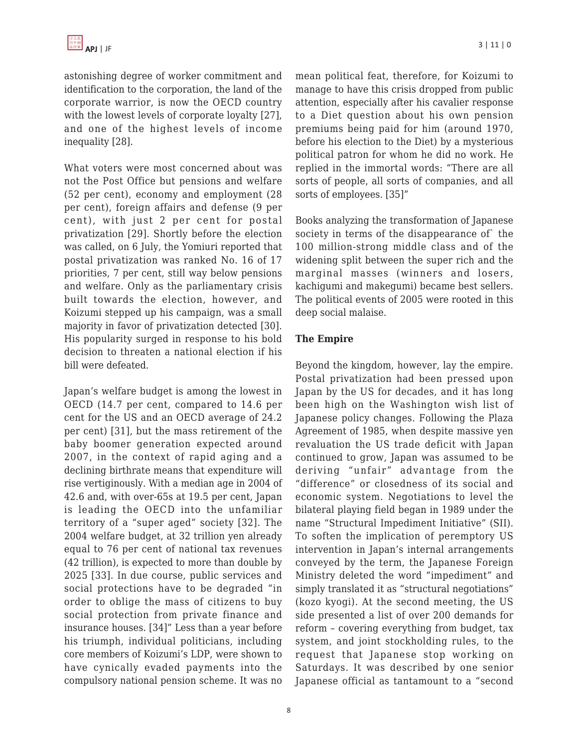astonishing degree of worker commitment and identification to the corporation, the land of the corporate warrior, is now the OECD country with the lowest levels of corporate loyalty [27], and one of the highest levels of income inequality [28].

What voters were most concerned about was not the Post Office but pensions and welfare (52 per cent), economy and employment (28 per cent), foreign affairs and defense (9 per cent), with just 2 per cent for postal privatization [29]. Shortly before the election was called, on 6 July, the Yomiuri reported that postal privatization was ranked No. 16 of 17 priorities, 7 per cent, still way below pensions and welfare. Only as the parliamentary crisis built towards the election, however, and Koizumi stepped up his campaign, was a small majority in favor of privatization detected [30]. His popularity surged in response to his bold decision to threaten a national election if his bill were defeated.

Japan's welfare budget is among the lowest in OECD (14.7 per cent, compared to 14.6 per cent for the US and an OECD average of 24.2 per cent) [31], but the mass retirement of the baby boomer generation expected around 2007, in the context of rapid aging and a declining birthrate means that expenditure will rise vertiginously. With a median age in 2004 of 42.6 and, with over-65s at 19.5 per cent, Japan is leading the OECD into the unfamiliar territory of a "super aged" society [32]. The 2004 welfare budget, at 32 trillion yen already equal to 76 per cent of national tax revenues (42 trillion), is expected to more than double by 2025 [33]. In due course, public services and social protections have to be degraded "in order to oblige the mass of citizens to buy social protection from private finance and insurance houses. [34]" Less than a year before his triumph, individual politicians, including core members of Koizumi's LDP, were shown to have cynically evaded payments into the compulsory national pension scheme. It was no mean political feat, therefore, for Koizumi to manage to have this crisis dropped from public attention, especially after his cavalier response to a Diet question about his own pension premiums being paid for him (around 1970, before his election to the Diet) by a mysterious political patron for whom he did no work. He replied in the immortal words: "There are all sorts of people, all sorts of companies, and all sorts of employees. [35]"

Books analyzing the transformation of Japanese society in terms of the disappearance of` the 100 million-strong middle class and of the widening split between the super rich and the marginal masses (winners and losers, kachigumi and makegumi) became best sellers. The political events of 2005 were rooted in this deep social malaise.

### The Empire

Beyond the kingdom, however, lay the empire. Postal privatization had been pressed upon Japan by the US for decades, and it has long been high on the Washington wish list of Japanese policy changes. Following the Plaza Agreement of 1985, when despite massive yen revaluation the US trade deficit with Japan continued to grow, Japan was assumed to be deriving "unfair" advantage from the "difference" or closedness of its social and economic system. Negotiations to level the bilateral playing field began in 1989 under the name "Structural Impediment Initiative" (SII). To soften the implication of peremptory US intervention in Japan's internal arrangements conveyed by the term, the Japanese Foreign Ministry deleted the word "impediment" and simply translated it as "structural negotiations" (kozo kyogi). At the second meeting, the US side presented a list of over 200 demands for reform – covering everything from budget, tax system, and joint stockholding rules, to the request that Japanese stop working on Saturdays. It was described by one senior Japanese official as tantamount to a "second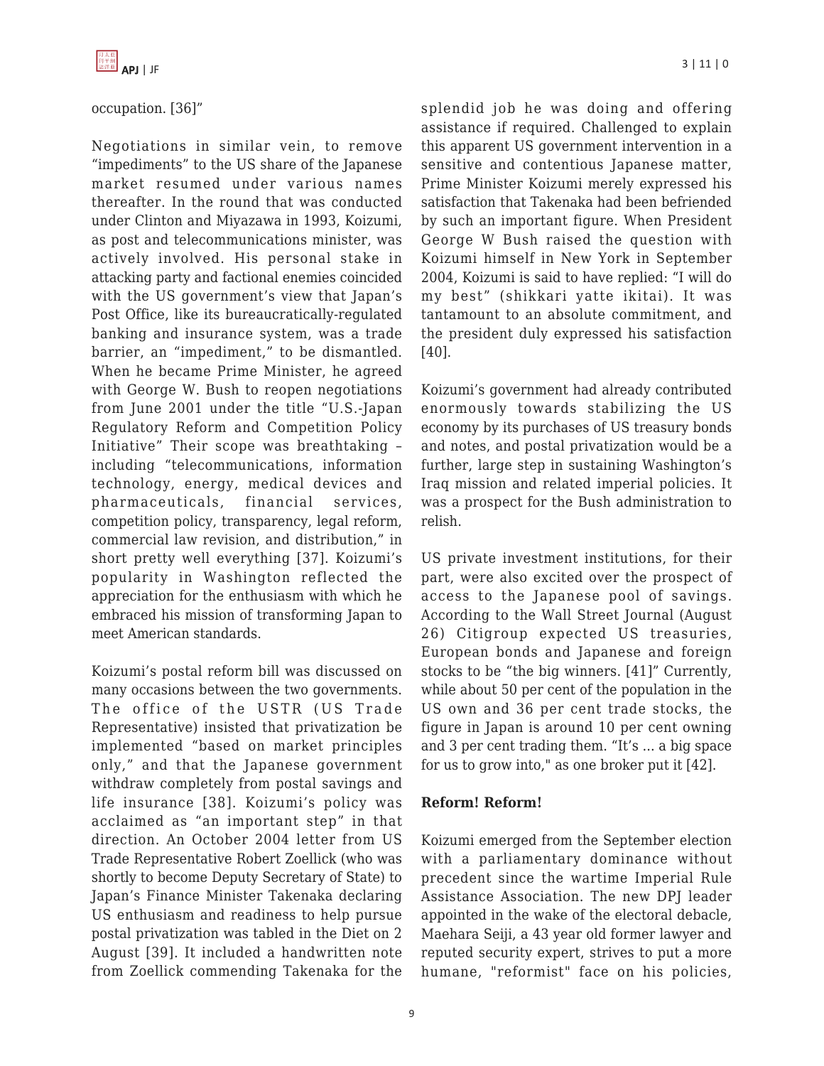occupation. [36]"

Negotiations in similar vein, to remove "impediments" to the US share of the Japanese market resumed under various names thereafter. In the round that was conducted under Clinton and Miyazawa in 1993, Koizumi, as post and telecommunications minister, was actively involved. His personal stake in attacking party and factional enemies coincided with the US government's view that Japan's Post Office, like its bureaucratically-regulated banking and insurance system, was a trade barrier, an "impediment," to be dismantled. When he became Prime Minister, he agreed with George W. Bush to reopen negotiations from June 2001 under the title "U.S.-Japan Regulatory Reform and Competition Policy Initiative" Their scope was breathtaking – including "telecommunications, information technology, energy, medical devices and pharmaceuticals, financial services, competition policy, transparency, legal reform, commercial law revision, and distribution," in short pretty well everything [37]. Koizumi's popularity in Washington reflected the appreciation for the enthusiasm with which he embraced his mission of transforming Japan to meet American standards.

Koizumi's postal reform bill was discussed on many occasions between the two governments. The office of the USTR (US Trade Representative) insisted that privatization be implemented "based on market principles only," and that the Japanese government withdraw completely from postal savings and life insurance [38]. Koizumi's policy was acclaimed as "an important step" in that direction. An October 2004 letter from US Trade Representative Robert Zoellick (who was shortly to become Deputy Secretary of State) to Japan's Finance Minister Takenaka declaring US enthusiasm and readiness to help pursue postal privatization was tabled in the Diet on 2 August [39]. It included a handwritten note from Zoellick commending Takenaka for the splendid job he was doing and offering assistance if required. Challenged to explain this apparent US government intervention in a sensitive and contentious Japanese matter, Prime Minister Koizumi merely expressed his satisfaction that Takenaka had been befriended by such an important figure. When President George W Bush raised the question with Koizumi himself in New York in September 2004, Koizumi is said to have replied: "I will do my best" (shikkari yatte ikitai). It was tantamount to an absolute commitment, and the president duly expressed his satisfaction [40].

Koizumi's government had already contributed enormously towards stabilizing the US economy by its purchases of US treasury bonds and notes, and postal privatization would be a further, large step in sustaining Washington's Iraq mission and related imperial policies. It was a prospect for the Bush administration to relish.

US private investment institutions, for their part, were also excited over the prospect of access to the Japanese pool of savings. According to the Wall Street Journal (August 26) Citigroup expected US treasuries, European bonds and Japanese and foreign stocks to be "the big winners. [41]" Currently, while about 50 per cent of the population in the US own and 36 per cent trade stocks, the figure in Japan is around 10 per cent owning and 3 per cent trading them. "It's ... a big space for us to grow into," as one broker put it [42].

**Reform! Reform!**

Koizumi emerged from the September election with a parliamentary dominance without precedent since the wartime Imperial Rule Assistance Association. The new DPJ leader appointed in the wake of the electoral debacle, Maehara Seiji, a 43 year old former lawyer and reputed security expert, strives to put a more humane, "reformist" face on his policies,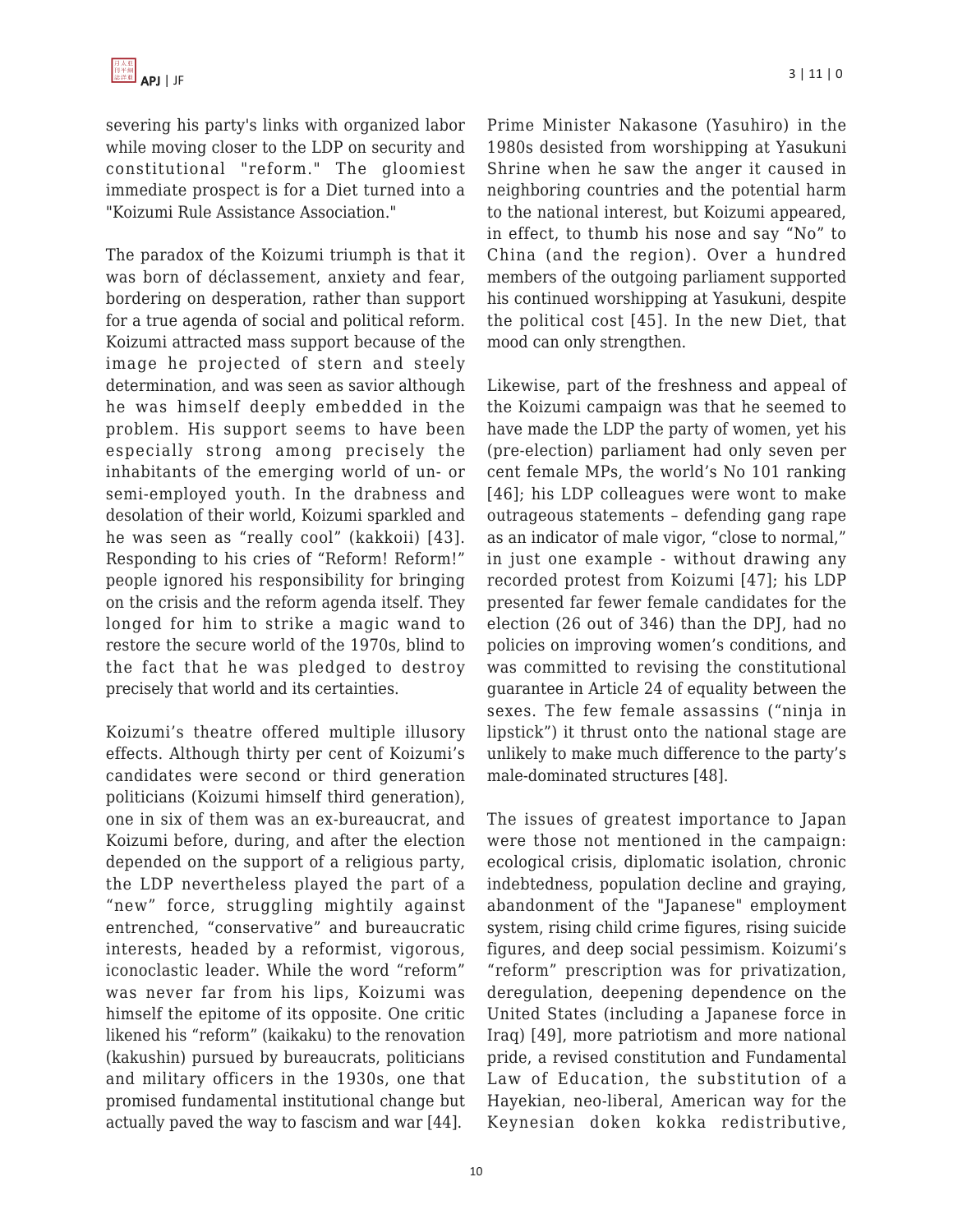severing his party's links with organized labor while moving closer to the LDP on security and constitutional "reform." The gloomiest immediate prospect is for a Diet turned into a "Koizumi Rule Assistance Association."

The paradox of the Koizumi triumph is that it was born of déclassement, anxiety and fear, bordering on desperation, rather than support for a true agenda of social and political reform. Koizumi attracted mass support because of the image he projected of stern and steely determination, and was seen as savior although he was himself deeply embedded in the problem. His support seems to have been especially strong among precisely the inhabitants of the emerging world of un- or semi-employed youth. In the drabness and desolation of their world, Koizumi sparkled and he was seen as "really cool" (kakkoii) [43]. Responding to his cries of "Reform! Reform!" people ignored his responsibility for bringing on the crisis and the reform agenda itself. They longed for him to strike a magic wand to restore the secure world of the 1970s, blind to the fact that he was pledged to destroy precisely that world and its certainties.

Koizumi's theatre offered multiple illusory effects. Although thirty per cent of Koizumi's candidates were second or third generation politicians (Koizumi himself third generation), one in six of them was an ex-bureaucrat, and Koizumi before, during, and after the election depended on the support of a religious party, the LDP nevertheless played the part of a "new" force, struggling mightily against entrenched, "conservative" and bureaucratic interests, headed by a reformist, vigorous, iconoclastic leader. While the word "reform" was never far from his lips, Koizumi was himself the epitome of its opposite. One critic likened his "reform" (kaikaku) to the renovation (kakushin) pursued by bureaucrats, politicians and military officers in the 1930s, one that promised fundamental institutional change but actually paved the way to fascism and war [44].

Prime Minister Nakasone (Yasuhiro) in the 1980s desisted from worshipping at Yasukuni Shrine when he saw the anger it caused in neighboring countries and the potential harm to the national interest, but Koizumi appeared, in effect, to thumb his nose and say "No" to China (and the region). Over a hundred members of the outgoing parliament supported his continued worshipping at Yasukuni, despite the political cost [45]. In the new Diet, that mood can only strengthen.

Likewise, part of the freshness and appeal of the Koizumi campaign was that he seemed to have made the LDP the party of women, yet his (pre-election) parliament had only seven per cent female MPs, the world's No 101 ranking [46]; his LDP colleagues were wont to make outrageous statements – defending gang rape as an indicator of male vigor, "close to normal," in just one example - without drawing any recorded protest from Koizumi [47]; his LDP presented far fewer female candidates for the election (26 out of 346) than the DPJ, had no policies on improving women's conditions, and was committed to revising the constitutional guarantee in Article 24 of equality between the sexes. The few female assassins ("ninja in lipstick") it thrust onto the national stage are unlikely to make much difference to the party's male-dominated structures [48].

The issues of greatest importance to Japan were those not mentioned in the campaign: ecological crisis, diplomatic isolation, chronic indebtedness, population decline and graying, abandonment of the "Japanese" employment system, rising child crime figures, rising suicide figures, and deep social pessimism. Koizumi's "reform" prescription was for privatization, deregulation, deepening dependence on the United States (including a Japanese force in Iraq) [49], more patriotism and more national pride, a revised constitution and Fundamental Law of Education, the substitution of a Hayekian, neo-liberal, American way for the Keynesian doken kokka redistributive,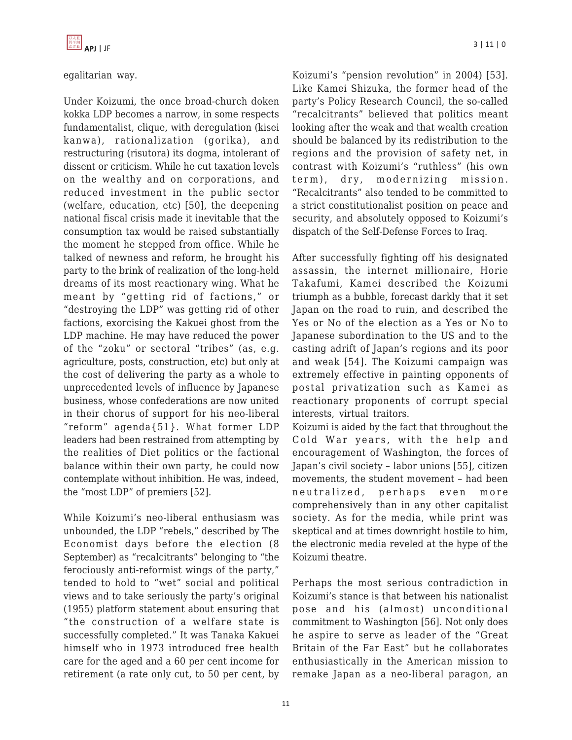egalitarian way.

Under Koizumi, the once broad-church doken kokka LDP becomes a narrow, in some respects fundamentalist, clique, with deregulation (kisei kanwa), rationalization (gorika), and restructuring (risutora) its dogma, intolerant of dissent or criticism. While he cut taxation levels on the wealthy and on corporations, and reduced investment in the public sector (welfare, education, etc) [50], the deepening national fiscal crisis made it inevitable that the consumption tax would be raised substantially the moment he stepped from office. While he talked of newness and reform, he brought his party to the brink of realization of the long-held dreams of its most reactionary wing. What he meant by "getting rid of factions," or "destroying the LDP" was getting rid of other factions, exorcising the Kakuei ghost from the LDP machine. He may have reduced the power of the "zoku" or sectoral "tribes" (as, e.g. agriculture, posts, construction, etc) but only at the cost of delivering the party as a whole to unprecedented levels of influence by Japanese business, whose confederations are now united in their chorus of support for his neo-liberal "reform" agenda{51}. What former LDP leaders had been restrained from attempting by the realities of Diet politics or the factional balance within their own party, he could now contemplate without inhibition. He was, indeed, the "most LDP" of premiers [52].

While Koizumi's neo-liberal enthusiasm was unbounded, the LDP "rebels," described by The Economist days before the election (8 September) as "recalcitrants" belonging to "the ferociously anti-reformist wings of the party," tended to hold to "wet" social and political views and to take seriously the party's original (1955) platform statement about ensuring that "the construction of a welfare state is successfully completed." It was Tanaka Kakuei himself who in 1973 introduced free health care for the aged and a 60 per cent income for retirement (a rate only cut, to 50 per cent, by Koizumi's "pension revolution" in 2004) [53]. Like Kamei Shizuka, the former head of the party's Policy Research Council, the so-called "recalcitrants" believed that politics meant looking after the weak and that wealth creation should be balanced by its redistribution to the regions and the provision of safety net, in contrast with Koizumi's "ruthless" (his own term), dry, modernizing mission. "Recalcitrants" also tended to be committed to a strict constitutionalist position on peace and security, and absolutely opposed to Koizumi's dispatch of the Self-Defense Forces to Iraq.

After successfully fighting off his designated assassin, the internet millionaire, Horie Takafumi, Kamei described the Koizumi triumph as a bubble, forecast darkly that it set Japan on the road to ruin, and described the Yes or No of the election as a Yes or No to Japanese subordination to the US and to the casting adrift of Japan's regions and its poor and weak [54]. The Koizumi campaign was extremely effective in painting opponents of postal privatization such as Kamei as reactionary proponents of corrupt special interests, virtual traitors.

Koizumi is aided by the fact that throughout the Cold War years, with the help and encouragement of Washington, the forces of Japan's civil society – labor unions [55], citizen movements, the student movement – had been neutralized, perhaps even more comprehensively than in any other capitalist society. As for the media, while print was skeptical and at times downright hostile to him, the electronic media reveled at the hype of the Koizumi theatre.

Perhaps the most serious contradiction in Koizumi's stance is that between his nationalist pose and his (almost) unconditional commitment to Washington [56]. Not only does he aspire to serve as leader of the "Great Britain of the Far East" but he collaborates enthusiastically in the American mission to remake Japan as a neo-liberal paragon, an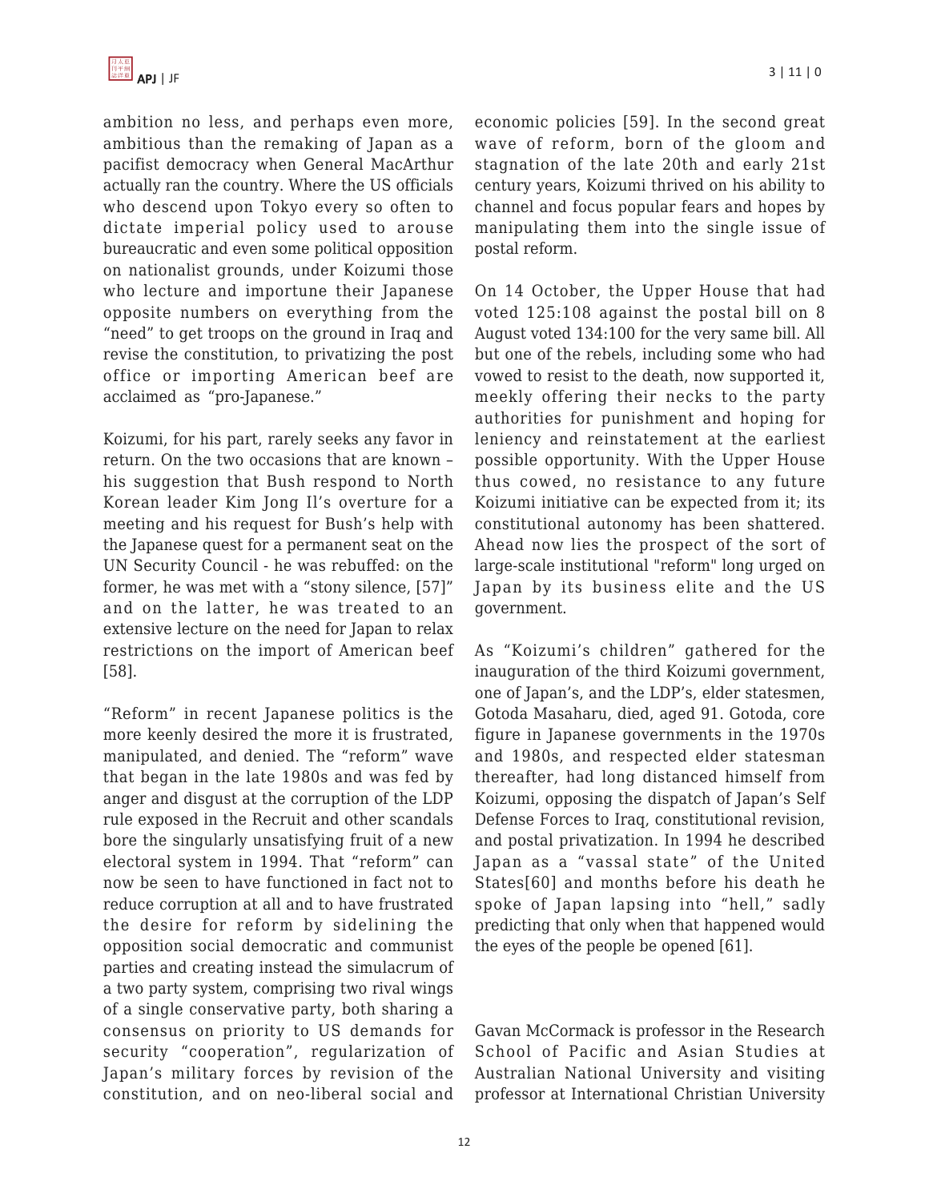ambition no less, and perhaps even more, ambitious than the remaking of Japan as a pacifist democracy when General MacArthur actually ran the country. Where the US officials who descend upon Tokyo every so often to dictate imperial policy used to arouse bureaucratic and even some political opposition on nationalist grounds, under Koizumi those who lecture and importune their Japanese opposite numbers on everything from the "need" to get troops on the ground in Iraq and revise the constitution, to privatizing the post office or importing American beef are acclaimed as "pro-Japanese."

Koizumi, for his part, rarely seeks any favor in return. On the two occasions that are known – his suggestion that Bush respond to North Korean leader Kim Jong Il's overture for a meeting and his request for Bush's help with the Japanese quest for a permanent seat on the UN Security Council - he was rebuffed: on the former, he was met with a "stony silence, [57]" and on the latter, he was treated to an extensive lecture on the need for Japan to relax restrictions on the import of American beef [58].

"Reform" in recent Japanese politics is the more keenly desired the more it is frustrated, manipulated, and denied. The "reform" wave that began in the late 1980s and was fed by anger and disgust at the corruption of the LDP rule exposed in the Recruit and other scandals bore the singularly unsatisfying fruit of a new electoral system in 1994. That "reform" can now be seen to have functioned in fact not to reduce corruption at all and to have frustrated the desire for reform by sidelining the opposition social democratic and communist parties and creating instead the simulacrum of a two party system, comprising two rival wings of a single conservative party, both sharing a consensus on priority to US demands for security "cooperation", regularization of Japan's military forces by revision of the constitution, and on neo-liberal social and economic policies [59]. In the second great wave of reform, born of the gloom and stagnation of the late 20th and early 21st century years, Koizumi thrived on his ability to channel and focus popular fears and hopes by manipulating them into the single issue of postal reform.

On 14 October, the Upper House that had voted 125:108 against the postal bill on 8 August voted 134:100 for the very same bill. All but one of the rebels, including some who had vowed to resist to the death, now supported it, meekly offering their necks to the party authorities for punishment and hoping for leniency and reinstatement at the earliest possible opportunity. With the Upper House thus cowed, no resistance to any future Koizumi initiative can be expected from it; its constitutional autonomy has been shattered. Ahead now lies the prospect of the sort of large-scale institutional "reform" long urged on Japan by its business elite and the US government.

As "Koizumi's children" gathered for the inauguration of the third Koizumi government, one of Japan's, and the LDP's, elder statesmen, Gotoda Masaharu, died, aged 91. Gotoda, core figure in Japanese governments in the 1970s and 1980s, and respected elder statesman thereafter, had long distanced himself from Koizumi, opposing the dispatch of Japan's Self Defense Forces to Iraq, constitutional revision, and postal privatization. In 1994 he described Japan as a "vassal state" of the United States[60] and months before his death he spoke of Japan lapsing into "hell," sadly predicting that only when that happened would the eyes of the people be opened [61].

Gavan McCormack is professor in the Research School of Pacific and Asian Studies at Australian National University and visiting professor at International Christian University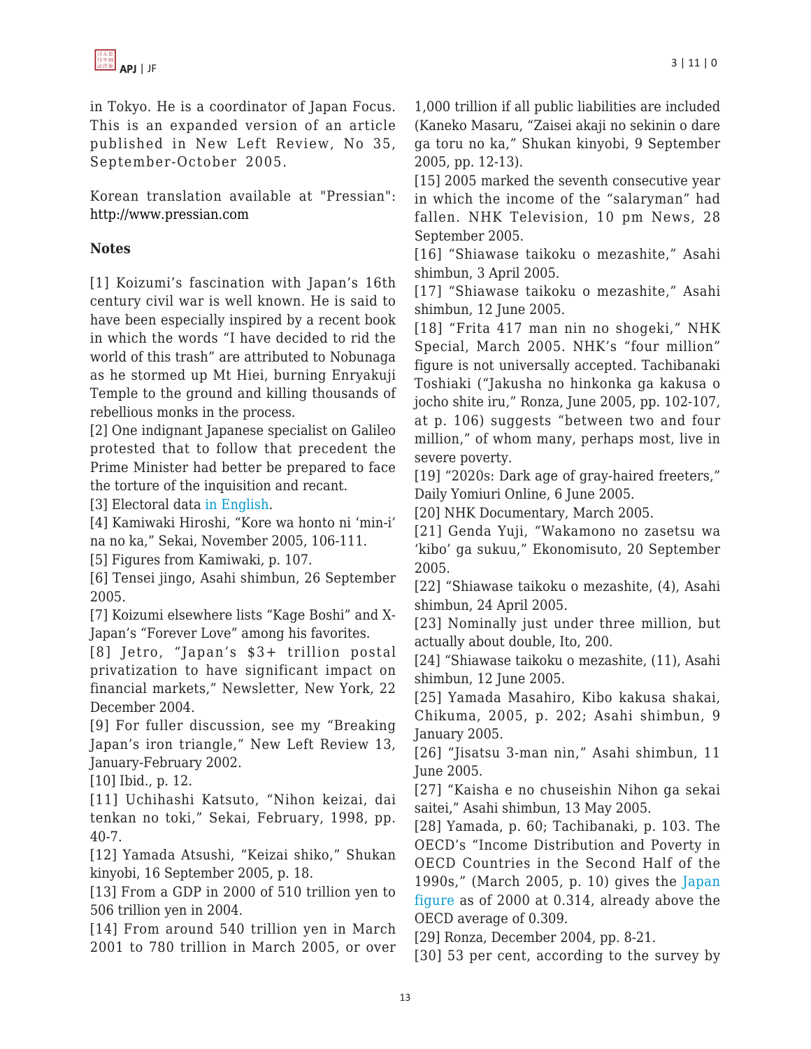in Tokyo. He is a coordinator of Japan Focus. This is an expanded version of an article published in New Left Review, No 35, September-October 2005.

Korean translation available at "Pressian": http://www.pressian.com

**Notes**

[1] Koizumi's fascination with Japan's 16th century civil war is well known. He is said to have been especially inspired by a recent book in which the words "I have decided to rid the world of this trash" are attributed to Nobunaga as he stormed up Mt Hiei, burning Enryakuji Temple to the ground and killing thousands of rebellious monks in the process.

[2] One indignant Japanese specialist on Galileo protested that to follow that precedent the Prime Minister had better be prepared to face the torture of the inquisition and recant.

[3] Electoral data in English.

[4] Kamiwaki Hiroshi, "Kore wa honto ni 'min-i' na no ka," Sekai, November 2005, 106-111.

[5] Figures from Kamiwaki, p. 107.

[6] Tensei jingo, Asahi shimbun, 26 September 2005.

[7] Koizumi elsewhere lists "Kage Boshi" and X-Japan's "Forever Love" among his favorites.

[8] Jetro, "Japan's $3+ trillion postal privatization to have significant impact on financial markets," Newsletter, New York, 22 December 2004.

[9] For fuller discussion, see my "Breaking Japan's iron triangle," New Left Review 13, January-February 2002.

[10] Ibid., p. 12.

[11] Uchihashi Katsuto, "Nihon keizai, dai tenkan no toki," Sekai, February, 1998, pp. 40-7.

[12] Yamada Atsushi, "Keizai shiko," Shukan kinyobi, 16 September 2005, p. 18.

[13] From a GDP in 2000 of 510 trillion yen to 506 trillion yen in 2004.

[14] From around 540 trillion yen in March 2001 to 780 trillion in March 2005, or over 1,000 trillion if all public liabilities are included (Kaneko Masaru, "Zaisei akaji no sekinin o dare ga toru no ka," Shukan kinyobi, 9 September 2005, pp. 12-13).

[15] 2005 marked the seventh consecutive year in which the income of the "salaryman" had fallen. NHK Television, 10 pm News, 28 September 2005.

[16] "Shiawase taikoku o mezashite," Asahi shimbun, 3 April 2005.

[17] "Shiawase taikoku o mezashite," Asahi shimbun, 12 June 2005.

[18] "Frita 417 man nin no shogeki," NHK Special, March 2005. NHK's "four million" figure is not universally accepted. Tachibanaki Toshiaki ("Jakusha no hinkonka ga kakusa o jocho shite iru," Ronza, June 2005, pp. 102-107, at p. 106) suggests "between two and four million," of whom many, perhaps most, live in severe poverty.

[19] "2020s: Dark age of gray-haired freeters," Daily Yomiuri Online, 6 June 2005.

[20] NHK Documentary, March 2005.

[21] Genda Yuji, "Wakamono no zasetsu wa 'kibo' ga sukuu," Ekonomisuto, 20 September 2005.

[22] "Shiawase taikoku o mezashite, (4), Asahi shimbun, 24 April 2005.

[23] Nominally just under three million, but actually about double, Ito, 200.

[24] "Shiawase taikoku o mezashite, (11), Asahi shimbun, 12 June 2005.

[25] Yamada Masahiro, Kibo kakusa shakai, Chikuma, 2005, p. 202; Asahi shimbun, 9 January 2005.

[26] "Jisatsu 3-man nin," Asahi shimbun, 11 June 2005.

[27] "Kaisha e no chuseishin Nihon ga sekai saitei," Asahi shimbun, 13 May 2005.

[28] Yamada, p. 60; Tachibanaki, p. 103. The OECD's "Income Distribution and Poverty in OECD Countries in the Second Half of the 1990s," (March 2005, p. 10) gives the Japan figure as of 2000 at 0.314, already above the OECD average of 0.309.

[29] Ronza, December 2004, pp. 8-21.

[30] 53 per cent, according to the survey by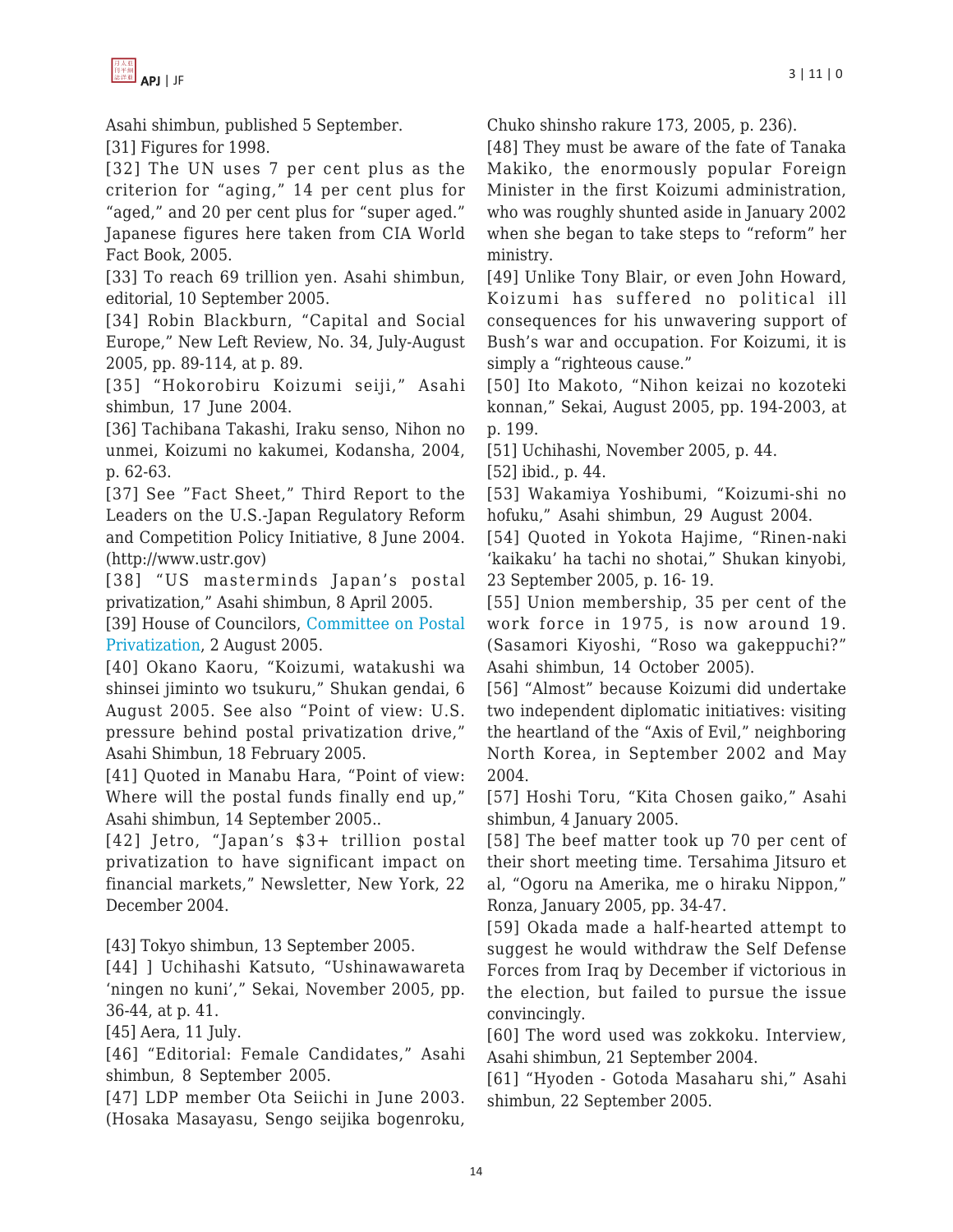Asahi shimbun, published 5 September.

[31] Figures for 1998.

[32] The UN uses 7 per cent plus as the criterion for "aging," 14 per cent plus for "aged," and 20 per cent plus for "super aged." Japanese figures here taken from CIA World Fact Book, 2005.

[33] To reach 69 trillion yen. Asahi shimbun, editorial, 10 September 2005.

[34] Robin Blackburn, "Capital and Social Europe," New Left Review, No. 34, July-August 2005, pp. 89-114, at p. 89.

[35] "Hokorobiru Koizumi seiji," Asahi shimbun, 17 June 2004.

[36] Tachibana Takashi, Iraku senso, Nihon no unmei, Koizumi no kakumei, Kodansha, 2004, p. 62-63.

[37] See "Fact Sheet," Third Report to the Leaders on the U.S.-Japan Regulatory Reform and Competition Policy Initiative, 8 June 2004. (http://www.ustr.gov)

[38] "US masterminds Japan's postal privatization," Asahi shimbun, 8 April 2005.

[39] House of Councilors, Committee on Postal Privatization, 2 August 2005.

[40] Okano Kaoru, "Koizumi, watakushi wa shinsei jiminto wo tsukuru," Shukan gendai, 6 August 2005. See also "Point of view: U.S. pressure behind postal privatization drive," Asahi Shimbun, 18 February 2005.

[41] Quoted in Manabu Hara, "Point of view: Where will the postal funds finally end up," Asahi shimbun, 14 September 2005..

[42] Jetro, "Japan's $3+ trillion postal privatization to have significant impact on financial markets," Newsletter, New York, 22 December 2004.

[43] Tokyo shimbun, 13 September 2005.

[44] ] Uchihashi Katsuto, "Ushinawawareta 'ningen no kuni'," Sekai, November 2005, pp. 36-44, at p. 41.

[45] Aera, 11 July.

[46] "Editorial: Female Candidates," Asahi shimbun, 8 September 2005.

[47] LDP member Ota Seiichi in June 2003. (Hosaka Masayasu, Sengo seijika bogenroku, Chuko shinsho rakure 173, 2005, p. 236).

[48] They must be aware of the fate of Tanaka Makiko, the enormously popular Foreign Minister in the first Koizumi administration, who was roughly shunted aside in January 2002 when she began to take steps to "reform" her ministry.

[49] Unlike Tony Blair, or even John Howard, Koizumi has suffered no political ill consequences for his unwavering support of Bush's war and occupation. For Koizumi, it is simply a "righteous cause."

[50] Ito Makoto, "Nihon keizai no kozoteki konnan," Sekai, August 2005, pp. 194-2003, at p. 199.

[51] Uchihashi, November 2005, p. 44.

[52] ibid., p. 44.

[53] Wakamiya Yoshibumi, "Koizumi-shi no hofuku," Asahi shimbun, 29 August 2004.

[54] Quoted in Yokota Hajime, "Rinen-naki 'kaikaku' ha tachi no shotai," Shukan kinyobi, 23 September 2005, p. 16- 19.

[55] Union membership, 35 per cent of the work force in 1975, is now around 19. (Sasamori Kiyoshi, "Roso wa gakeppuchi?" Asahi shimbun, 14 October 2005).

[56] "Almost" because Koizumi did undertake two independent diplomatic initiatives: visiting the heartland of the "Axis of Evil," neighboring North Korea, in September 2002 and May 2004.

[57] Hoshi Toru, "Kita Chosen gaiko," Asahi shimbun, 4 January 2005.

[58] The beef matter took up 70 per cent of their short meeting time. Tersahima Jitsuro et al, "Ogoru na Amerika, me o hiraku Nippon," Ronza, January 2005, pp. 34-47.

[59] Okada made a half-hearted attempt to suggest he would withdraw the Self Defense Forces from Iraq by December if victorious in the election, but failed to pursue the issue convincingly.

[60] The word used was zokkoku. Interview, Asahi shimbun, 21 September 2004.

[61] "Hyoden - Gotoda Masaharu shi," Asahi shimbun, 22 September 2005.